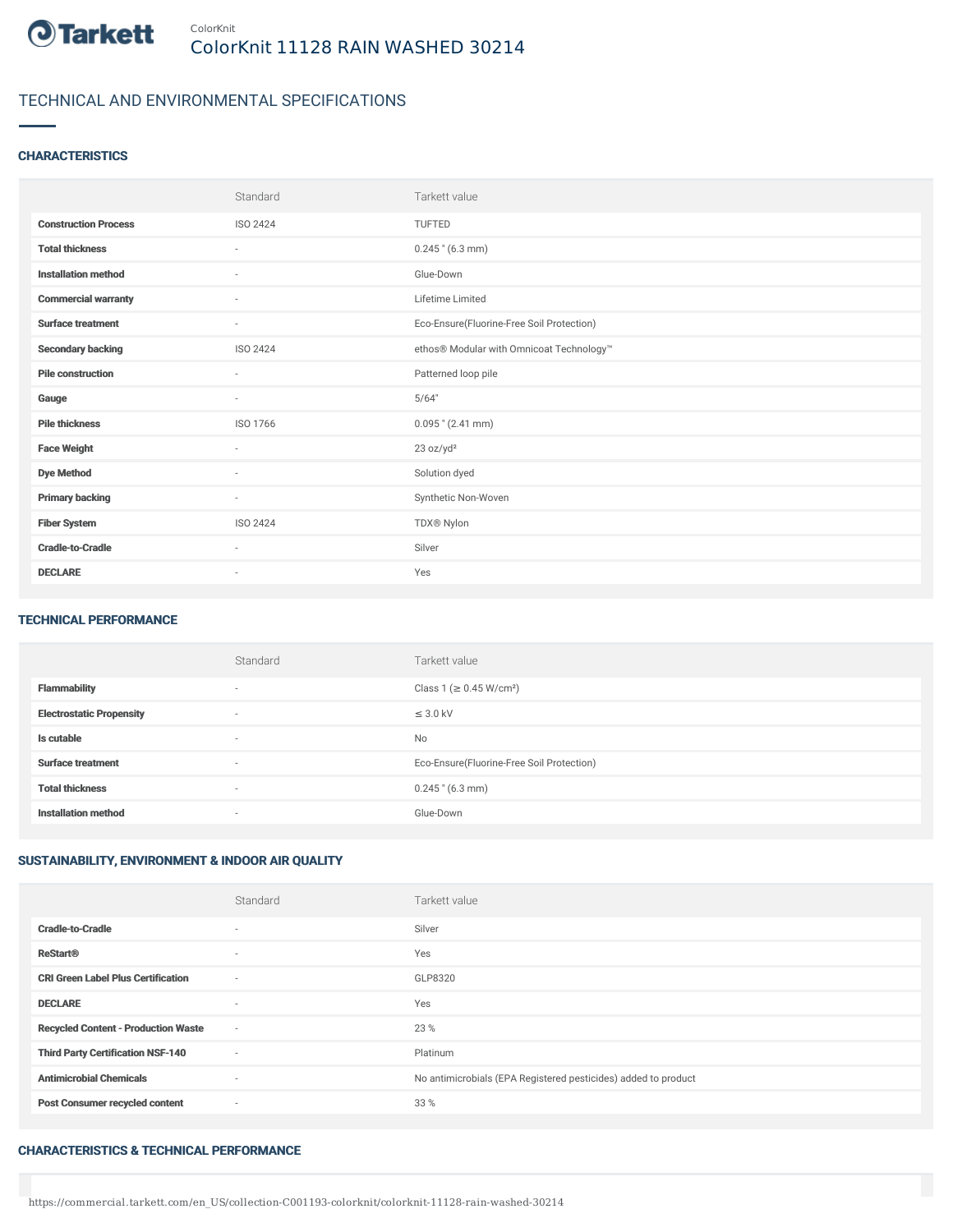Tarkett

ColorKnit

# ColorKnit 11128 RAIN WASHED 30214

## TECHNICAL AND ENVIRONMENTAL SPECIFICATIONS

### CHARACTERISTICS

| | Standard | Tarkett value |
|---|---|---|
| **Construction Process** | ISO 2424 | TUFTED |
| **Total thickness** | - | 0.245 " (6.3 mm) |
| **Installation method** | - | Glue-Down |
| **Commercial warranty** | - | Lifetime Limited |
| **Surface treatment** | - | Eco-Ensure(Fluorine-Free Soil Protection) |
| **Secondary backing** | ISO 2424 | ethos® Modular with Omnicoat Technology™ |
| **Pile construction** | - | Patterned loop pile |
| **Gauge** | - | 5/64" |
| **Pile thickness** | ISO 1766 | 0.095 " (2.41 mm) |
| **Face Weight** | - | 23 oz/yd² |
| **Dye Method** | - | Solution dyed |
| **Primary backing** | - | Synthetic Non-Woven |
| **Fiber System** | ISO 2424 | TDX® Nylon |
| **Cradle-to-Cradle** | - | Silver |
| **DECLARE** | - | Yes |

### TECHNICAL PERFORMANCE

| | Standard | Tarkett value |
|---|---|---|
| **Flammability** | - | Class 1 (≥ 0.45 W/cm²) |
| **Electrostatic Propensity** | - | ≤ 3.0 kV |
| **Is cutable** | - | No |
| **Surface treatment** | - | Eco-Ensure(Fluorine-Free Soil Protection) |
| **Total thickness** | - | 0.245 " (6.3 mm) |
| **Installation method** | - | Glue-Down |

### SUSTAINABILITY, ENVIRONMENT & INDOOR AIR QUALITY

| | Standard | Tarkett value |
|---|---|---|
| **Cradle-to-Cradle** | - | Silver |
| **ReStart®** | - | Yes |
| **CRI Green Label Plus Certification** | - | GLP8320 |
| **DECLARE** | - | Yes |
| **Recycled Content - Production Waste** | - | 23 % |
| **Third Party Certification NSF-140** | - | Platinum |
| **Antimicrobial Chemicals** | - | No antimicrobials (EPA Registered pesticides) added to product |
| **Post Consumer recycled content** | - | 33 % |

### CHARACTERISTICS & TECHNICAL PERFORMANCE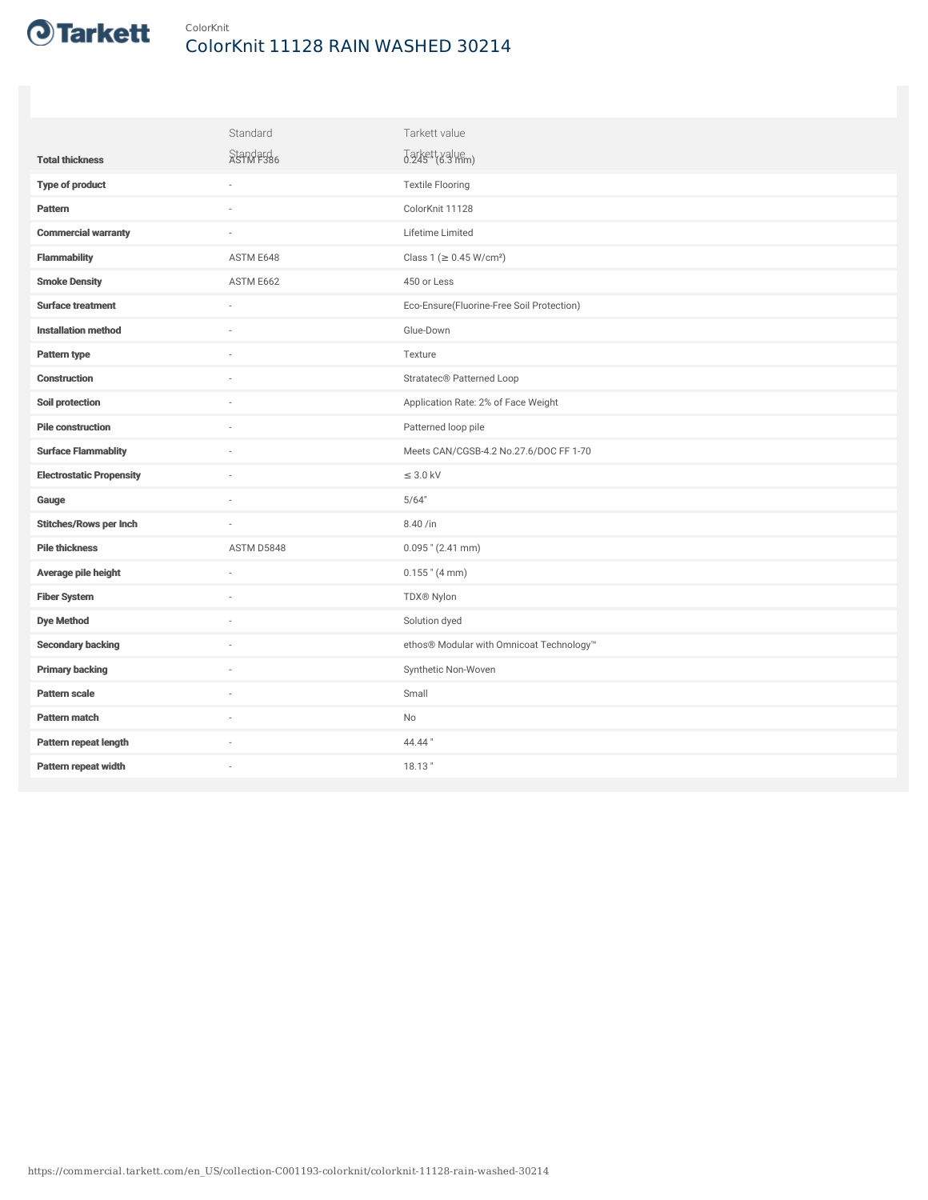ColorKnit

# ColorKnit 11128 RAIN WASHED 30214

| | Standard | Tarkett value |
|---|---|---|
| **Total thickness** | ASTM F386 | 0.245 " (6.3 mm) |
| **Type of product** | - | Textile Flooring |
| **Pattern** | - | ColorKnit 11128 |
| **Commercial warranty** | - | Lifetime Limited |
| **Flammability** | ASTM E648 | Class 1 (≥ 0.45 W/cm²) |
| **Smoke Density** | ASTM E662 | 450 or Less |
| **Surface treatment** | - | Eco-Ensure(Fluorine-Free Soil Protection) |
| **Installation method** | - | Glue-Down |
| **Pattern type** | - | Texture |
| **Construction** | - | Stratatec® Patterned Loop |
| **Soil protection** | - | Application Rate: 2% of Face Weight |
| **Pile construction** | - | Patterned loop pile |
| **Surface Flammablity** | - | Meets CAN/CGSB-4.2 No.27.6/DOC FF 1-70 |
| **Electrostatic Propensity** | - | ≤ 3.0 kV |
| **Gauge** | - | 5/64" |
| **Stitches/Rows per Inch** | - | 8.40 /in |
| **Pile thickness** | ASTM D5848 | 0.095 " (2.41 mm) |
| **Average pile height** | - | 0.155 " (4 mm) |
| **Fiber System** | - | TDX® Nylon |
| **Dye Method** | - | Solution dyed |
| **Secondary backing** | - | ethos® Modular with Omnicoat Technology™ |
| **Primary backing** | - | Synthetic Non-Woven |
| **Pattern scale** | - | Small |
| **Pattern match** | - | No |
| **Pattern repeat length** | - | 44.44 " |
| **Pattern repeat width** | - | 18.13 " |